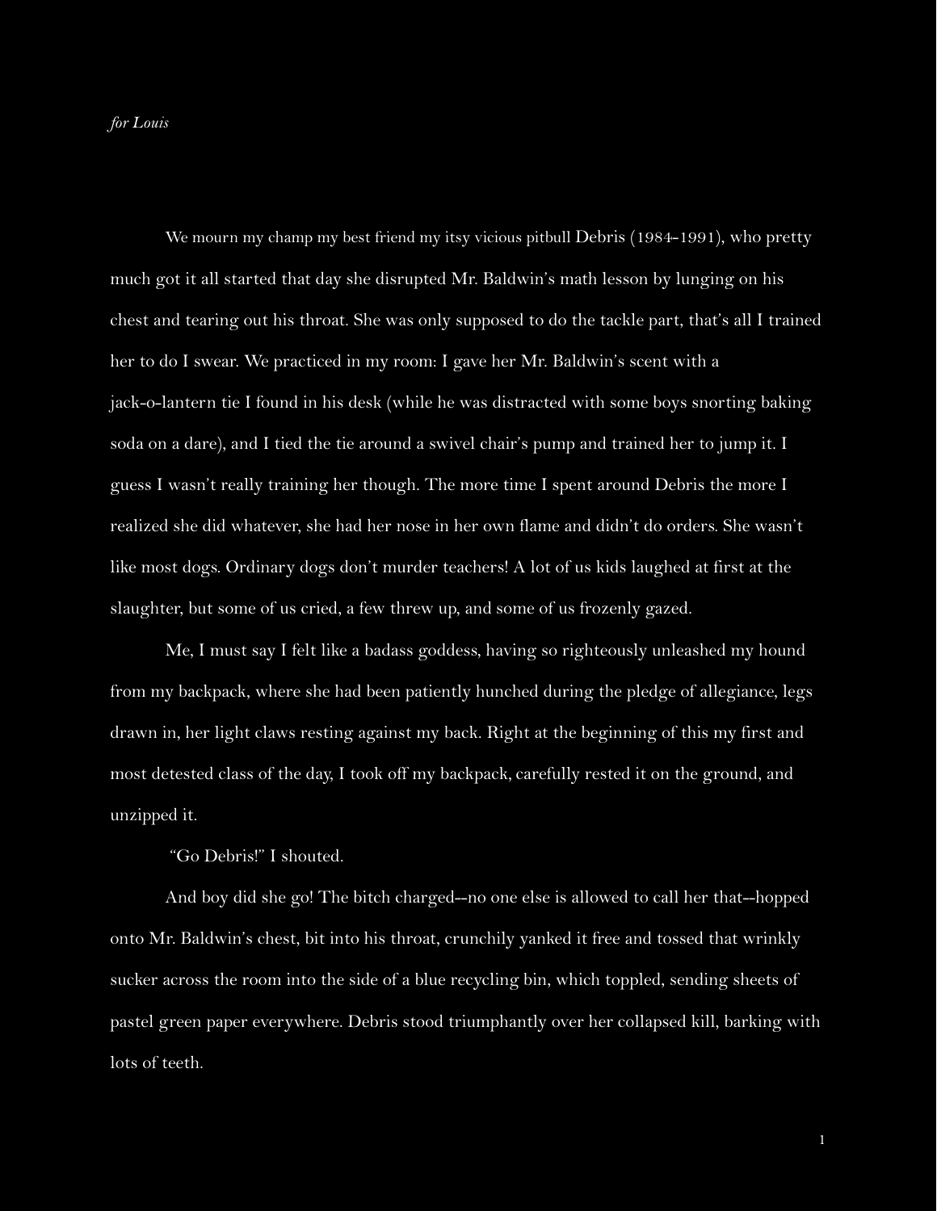*for Louis*

We mourn my champ my best friend my itsy vicious pitbull Debris (1984-1991), who pretty much got it all started that day she disrupted Mr. Baldwin's math lesson by lunging on his chest and tearing out his throat. She was only supposed to do the tackle part, that's all I trained her to do I swear. We practiced in my room: I gave her Mr. Baldwin's scent with a jack-o-lantern tie I found in his desk (while he was distracted with some boys snorting baking soda on a dare), and I tied the tie around a swivel chair's pump and trained her to jump it. I guess I wasn't really training her though. The more time I spent around Debris the more I realized she did whatever, she had her nose in her own flame and didn't do orders. She wasn't like most dogs. Ordinary dogs don't murder teachers! A lot of us kids laughed at first at the slaughter, but some of us cried, a few threw up, and some of us frozenly gazed.

Me, I must say I felt like a badass goddess, having so righteously unleashed my hound from my backpack, where she had been patiently hunched during the pledge of allegiance, legs drawn in, her light claws resting against my back. Right at the beginning of this my first and most detested class of the day, I took off my backpack, carefully rested it on the ground, and unzipped it.

"Go Debris!" I shouted.

And boy did she go! The bitch charged--no one else is allowed to call her that--hopped onto Mr. Baldwin's chest, bit into his throat, crunchily yanked it free and tossed that wrinkly sucker across the room into the side of a blue recycling bin, which toppled, sending sheets of pastel green paper everywhere. Debris stood triumphantly over her collapsed kill, barking with lots of teeth.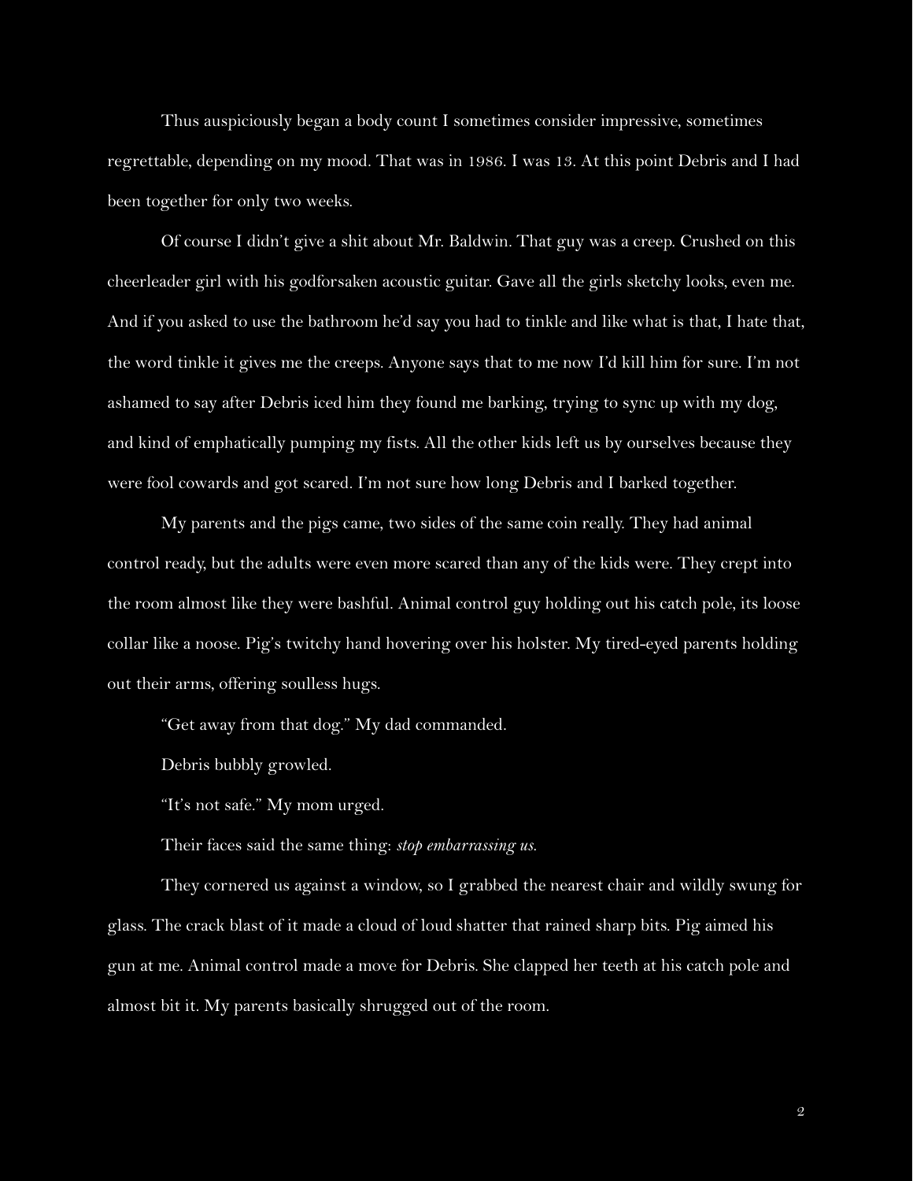Thus auspiciously began a body count I sometimes consider impressive, sometimes regrettable, depending on my mood. That was in 1986. I was 13. At this point Debris and I had been together for only two weeks.

Of course I didn't give a shit about Mr. Baldwin. That guy was a creep. Crushed on this cheerleader girl with his godforsaken acoustic guitar. Gave all the girls sketchy looks, even me. And if you asked to use the bathroom he'd say you had to tinkle and like what is that, I hate that, the word tinkle it gives me the creeps. Anyone says that to me now I'd kill him for sure. I'm not ashamed to say after Debris iced him they found me barking, trying to sync up with my dog, and kind of emphatically pumping my fists. All the other kids left us by ourselves because they were fool cowards and got scared. I'm not sure how long Debris and I barked together.

My parents and the pigs came, two sides of the same coin really. They had animal control ready, but the adults were even more scared than any of the kids were. They crept into the room almost like they were bashful. Animal control guy holding out his catch pole, its loose collar like a noose. Pig's twitchy hand hovering over his holster. My tired-eyed parents holding out their arms, offering soulless hugs.

"Get away from that dog." My dad commanded.

Debris bubbly growled.

"It's not safe." My mom urged.

Their faces said the same thing: *stop embarrassing us.*

They cornered us against a window, so I grabbed the nearest chair and wildly swung for glass. The crack blast of it made a cloud of loud shatter that rained sharp bits. Pig aimed his gun at me. Animal control made a move for Debris. She clapped her teeth at his catch pole and almost bit it. My parents basically shrugged out of the room.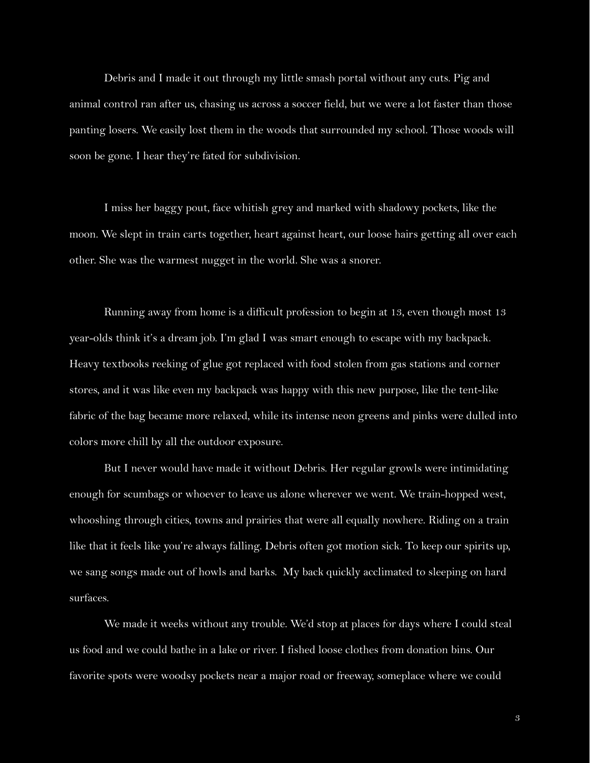Debris and I made it out through my little smash portal without any cuts. Pig and animal control ran after us, chasing us across a soccer field, but we were a lot faster than those panting losers. We easily lost them in the woods that surrounded my school. Those woods will soon be gone. I hear they're fated for subdivision.

I miss her baggy pout, face whitish grey and marked with shadowy pockets, like the moon. We slept in train carts together, heart against heart, our loose hairs getting all over each other. She was the warmest nugget in the world. She was a snorer.

Running away from home is a difficult profession to begin at 13, even though most 13 year-olds think it's a dream job. I'm glad I was smart enough to escape with my backpack. Heavy textbooks reeking of glue got replaced with food stolen from gas stations and corner stores, and it was like even my backpack was happy with this new purpose, like the tent-like fabric of the bag became more relaxed, while its intense neon greens and pinks were dulled into colors more chill by all the outdoor exposure.

But I never would have made it without Debris. Her regular growls were intimidating enough for scumbags or whoever to leave us alone wherever we went. We train-hopped west, whooshing through cities, towns and prairies that were all equally nowhere. Riding on a train like that it feels like you're always falling. Debris often got motion sick. To keep our spirits up, we sang songs made out of howls and barks. My back quickly acclimated to sleeping on hard surfaces.

We made it weeks without any trouble. We'd stop at places for days where I could steal us food and we could bathe in a lake or river. I fished loose clothes from donation bins. Our favorite spots were woodsy pockets near a major road or freeway, someplace where we could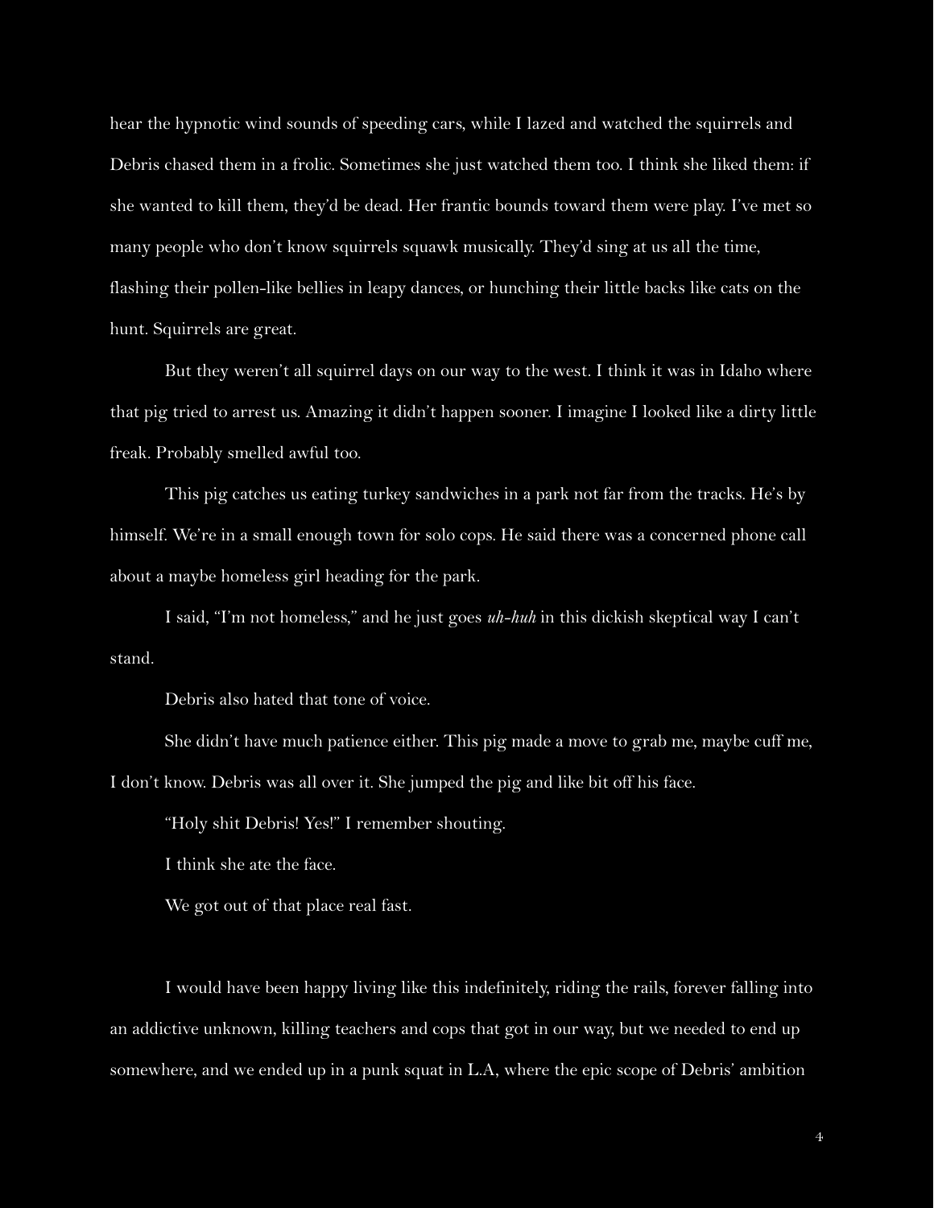hear the hypnotic wind sounds of speeding cars, while I lazed and watched the squirrels and Debris chased them in a frolic. Sometimes she just watched them too. I think she liked them: if she wanted to kill them, they'd be dead. Her frantic bounds toward them were play. I've met so many people who don't know squirrels squawk musically. They'd sing at us all the time, flashing their pollen-like bellies in leapy dances, or hunching their little backs like cats on the hunt. Squirrels are great.

But they weren't all squirrel days on our way to the west. I think it was in Idaho where that pig tried to arrest us. Amazing it didn't happen sooner. I imagine I looked like a dirty little freak. Probably smelled awful too.

This pig catches us eating turkey sandwiches in a park not far from the tracks. He's by himself. We're in a small enough town for solo cops. He said there was a concerned phone call about a maybe homeless girl heading for the park.

I said, "I'm not homeless," and he just goes *uh-huh* in this dickish skeptical way I can't stand.

Debris also hated that tone of voice.

She didn't have much patience either. This pig made a move to grab me, maybe cuff me, I don't know. Debris was all over it. She jumped the pig and like bit off his face.

"Holy shit Debris! Yes!" I remember shouting.

I think she ate the face.

We got out of that place real fast.

I would have been happy living like this indefinitely, riding the rails, forever falling into an addictive unknown, killing teachers and cops that got in our way, but we needed to end up somewhere, and we ended up in a punk squat in L.A, where the epic scope of Debris' ambition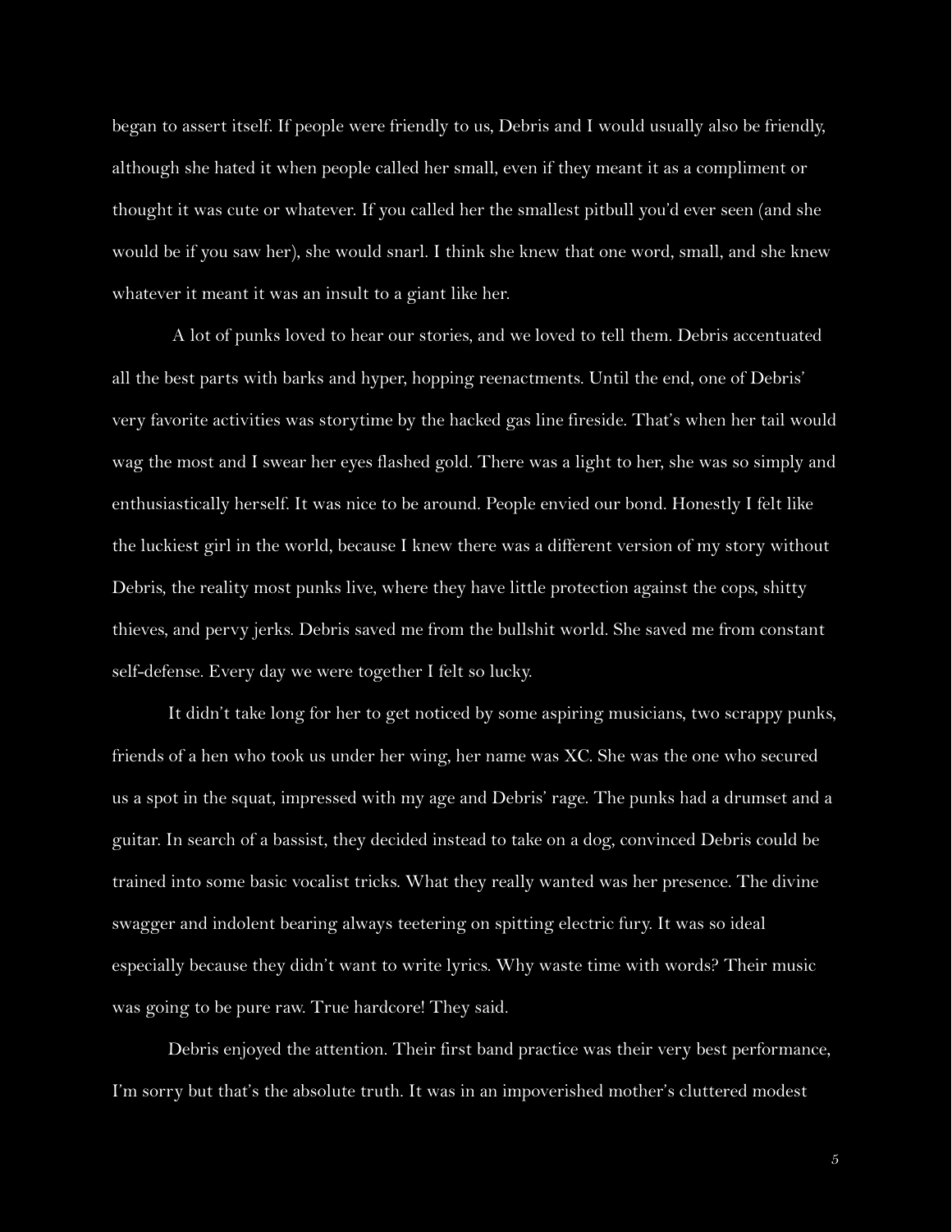began to assert itself. If people were friendly to us, Debris and I would usually also be friendly, although she hated it when people called her small, even if they meant it as a compliment or thought it was cute or whatever. If you called her the smallest pitbull you'd ever seen (and she would be if you saw her), she would snarl. I think she knew that one word, small, and she knew whatever it meant it was an insult to a giant like her.

A lot of punks loved to hear our stories, and we loved to tell them. Debris accentuated all the best parts with barks and hyper, hopping reenactments. Until the end, one of Debris' very favorite activities was storytime by the hacked gas line fireside. That's when her tail would wag the most and I swear her eyes flashed gold. There was a light to her, she was so simply and enthusiastically herself. It was nice to be around. People envied our bond. Honestly I felt like the luckiest girl in the world, because I knew there was a different version of my story without Debris, the reality most punks live, where they have little protection against the cops, shitty thieves, and pervy jerks. Debris saved me from the bullshit world. She saved me from constant self-defense. Every day we were together I felt so lucky.

It didn't take long for her to get noticed by some aspiring musicians, two scrappy punks, friends of a hen who took us under her wing, her name was XC. She was the one who secured us a spot in the squat, impressed with my age and Debris' rage. The punks had a drumset and a guitar. In search of a bassist, they decided instead to take on a dog, convinced Debris could be trained into some basic vocalist tricks. What they really wanted was her presence. The divine swagger and indolent bearing always teetering on spitting electric fury. It was so ideal especially because they didn't want to write lyrics. Why waste time with words? Their music was going to be pure raw. True hardcore! They said.

Debris enjoyed the attention. Their first band practice was their very best performance, I'm sorry but that's the absolute truth. It was in an impoverished mother's cluttered modest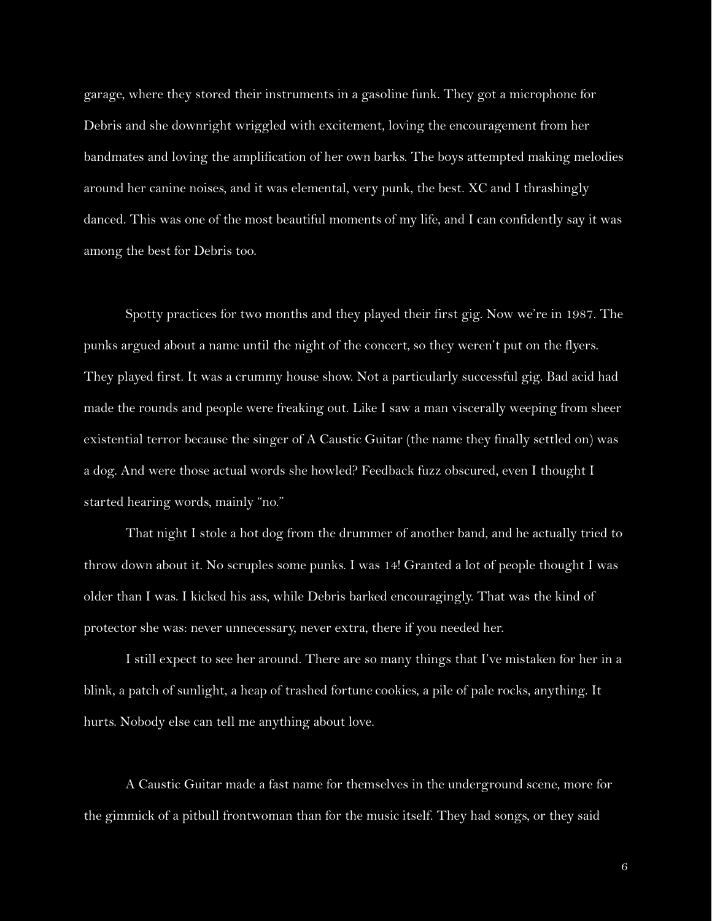garage, where they stored their instruments in a gasoline funk. They got a microphone for Debris and she downright wriggled with excitement, loving the encouragement from her bandmates and loving the amplification of her own barks. The boys attempted making melodies around her canine noises, and it was elemental, very punk, the best. XC and I thrashingly danced. This was one of the most beautiful moments of my life, and I can confidently say it was among the best for Debris too.

Spotty practices for two months and they played their first gig. Now we're in 1987. The punks argued about a name until the night of the concert, so they weren't put on the flyers. They played first. It was a crummy house show. Not a particularly successful gig. Bad acid had made the rounds and people were freaking out. Like I saw a man viscerally weeping from sheer existential terror because the singer of A Caustic Guitar (the name they finally settled on) was a dog. And were those actual words she howled? Feedback fuzz obscured, even I thought I started hearing words, mainly "no."

That night I stole a hot dog from the drummer of another band, and he actually tried to throw down about it. No scruples some punks. I was 14! Granted a lot of people thought I was older than I was. I kicked his ass, while Debris barked encouragingly. That was the kind of protector she was: never unnecessary, never extra, there if you needed her.

I still expect to see her around. There are so many things that I've mistaken for her in a blink, a patch of sunlight, a heap of trashed fortune cookies, a pile of pale rocks, anything. It hurts. Nobody else can tell me anything about love.

A Caustic Guitar made a fast name for themselves in the underground scene, more for the gimmick of a pitbull frontwoman than for the music itself. They had songs, or they said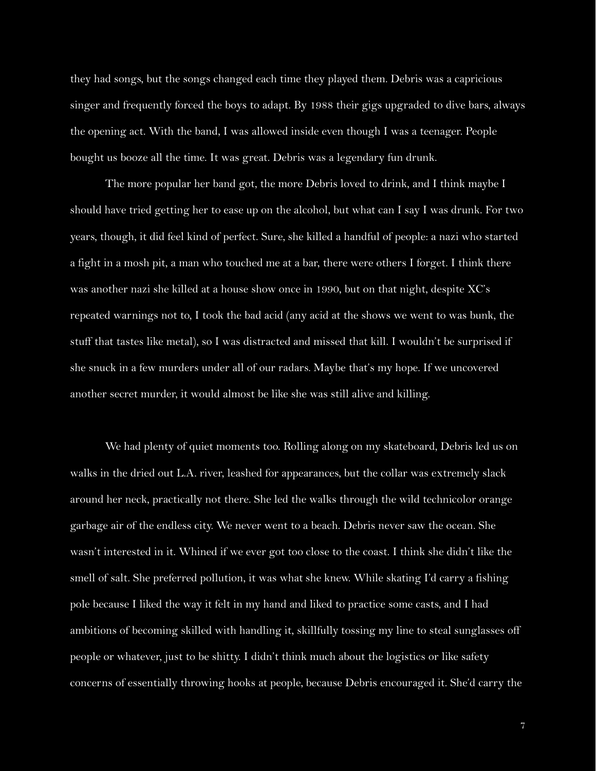they had songs, but the songs changed each time they played them. Debris was a capricious singer and frequently forced the boys to adapt. By 1988 their gigs upgraded to dive bars, always the opening act. With the band, I was allowed inside even though I was a teenager. People bought us booze all the time. It was great. Debris was a legendary fun drunk.

The more popular her band got, the more Debris loved to drink, and I think maybe I should have tried getting her to ease up on the alcohol, but what can I say I was drunk. For two years, though, it did feel kind of perfect. Sure, she killed a handful of people: a nazi who started a fight in a mosh pit, a man who touched me at a bar, there were others I forget. I think there was another nazi she killed at a house show once in 1990, but on that night, despite XC's repeated warnings not to, I took the bad acid (any acid at the shows we went to was bunk, the stuff that tastes like metal), so I was distracted and missed that kill. I wouldn't be surprised if she snuck in a few murders under all of our radars. Maybe that's my hope. If we uncovered another secret murder, it would almost be like she was still alive and killing.

We had plenty of quiet moments too. Rolling along on my skateboard, Debris led us on walks in the dried out L.A. river, leashed for appearances, but the collar was extremely slack around her neck, practically not there. She led the walks through the wild technicolor orange garbage air of the endless city. We never went to a beach. Debris never saw the ocean. She wasn't interested in it. Whined if we ever got too close to the coast. I think she didn't like the smell of salt. She preferred pollution, it was what she knew. While skating I'd carry a fishing pole because I liked the way it felt in my hand and liked to practice some casts, and I had ambitions of becoming skilled with handling it, skillfully tossing my line to steal sunglasses off people or whatever, just to be shitty. I didn't think much about the logistics or like safety concerns of essentially throwing hooks at people, because Debris encouraged it. She'd carry the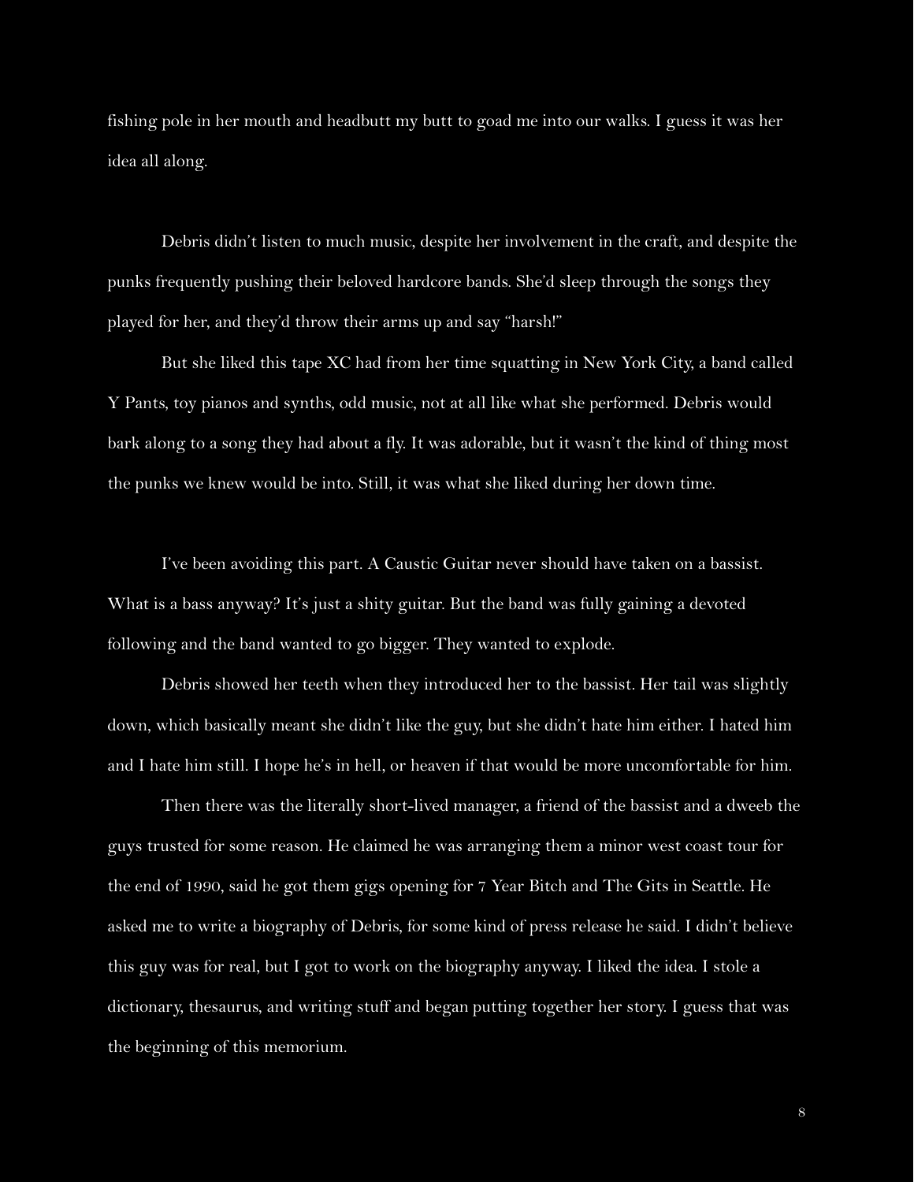fishing pole in her mouth and headbutt my butt to goad me into our walks. I guess it was her idea all along.

Debris didn't listen to much music, despite her involvement in the craft, and despite the punks frequently pushing their beloved hardcore bands. She'd sleep through the songs they played for her, and they'd throw their arms up and say "harsh!"

But she liked this tape XC had from her time squatting in New York City, a band called Y Pants, toy pianos and synths, odd music, not at all like what she performed. Debris would bark along to a song they had about a fly. It was adorable, but it wasn't the kind of thing most the punks we knew would be into. Still, it was what she liked during her down time.

I've been avoiding this part. A Caustic Guitar never should have taken on a bassist. What is a bass anyway? It's just a shity guitar. But the band was fully gaining a devoted following and the band wanted to go bigger. They wanted to explode.

Debris showed her teeth when they introduced her to the bassist. Her tail was slightly down, which basically meant she didn't like the guy, but she didn't hate him either. I hated him and I hate him still. I hope he's in hell, or heaven if that would be more uncomfortable for him.

Then there was the literally short-lived manager, a friend of the bassist and a dweeb the guys trusted for some reason. He claimed he was arranging them a minor west coast tour for the end of 1990, said he got them gigs opening for 7 Year Bitch and The Gits in Seattle. He asked me to write a biography of Debris, for some kind of press release he said. I didn't believe this guy was for real, but I got to work on the biography anyway. I liked the idea. I stole a dictionary, thesaurus, and writing stuff and began putting together her story. I guess that was the beginning of this memorium.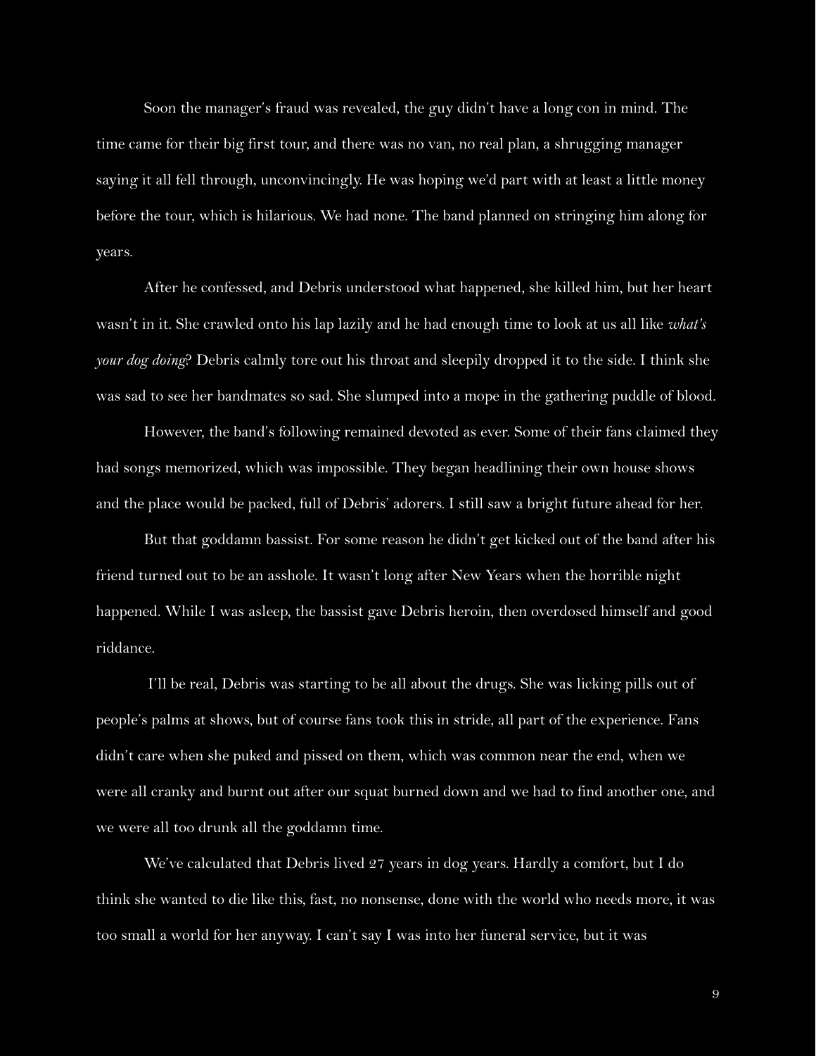Soon the manager's fraud was revealed, the guy didn't have a long con in mind. The time came for their big first tour, and there was no van, no real plan, a shrugging manager saying it all fell through, unconvincingly. He was hoping we'd part with at least a little money before the tour, which is hilarious. We had none. The band planned on stringing him along for years.

After he confessed, and Debris understood what happened, she killed him, but her heart wasn't in it. She crawled onto his lap lazily and he had enough time to look at us all like *what's your dog doing*? Debris calmly tore out his throat and sleepily dropped it to the side. I think she was sad to see her bandmates so sad. She slumped into a mope in the gathering puddle of blood.

However, the band's following remained devoted as ever. Some of their fans claimed they had songs memorized, which was impossible. They began headlining their own house shows and the place would be packed, full of Debris' adorers. I still saw a bright future ahead for her.

But that goddamn bassist. For some reason he didn't get kicked out of the band after his friend turned out to be an asshole. It wasn't long after New Years when the horrible night happened. While I was asleep, the bassist gave Debris heroin, then overdosed himself and good riddance.

I'll be real, Debris was starting to be all about the drugs. She was licking pills out of people's palms at shows, but of course fans took this in stride, all part of the experience. Fans didn't care when she puked and pissed on them, which was common near the end, when we were all cranky and burnt out after our squat burned down and we had to find another one, and we were all too drunk all the goddamn time.

We've calculated that Debris lived 27 years in dog years. Hardly a comfort, but I do think she wanted to die like this, fast, no nonsense, done with the world who needs more, it was too small a world for her anyway. I can't say I was into her funeral service, but it was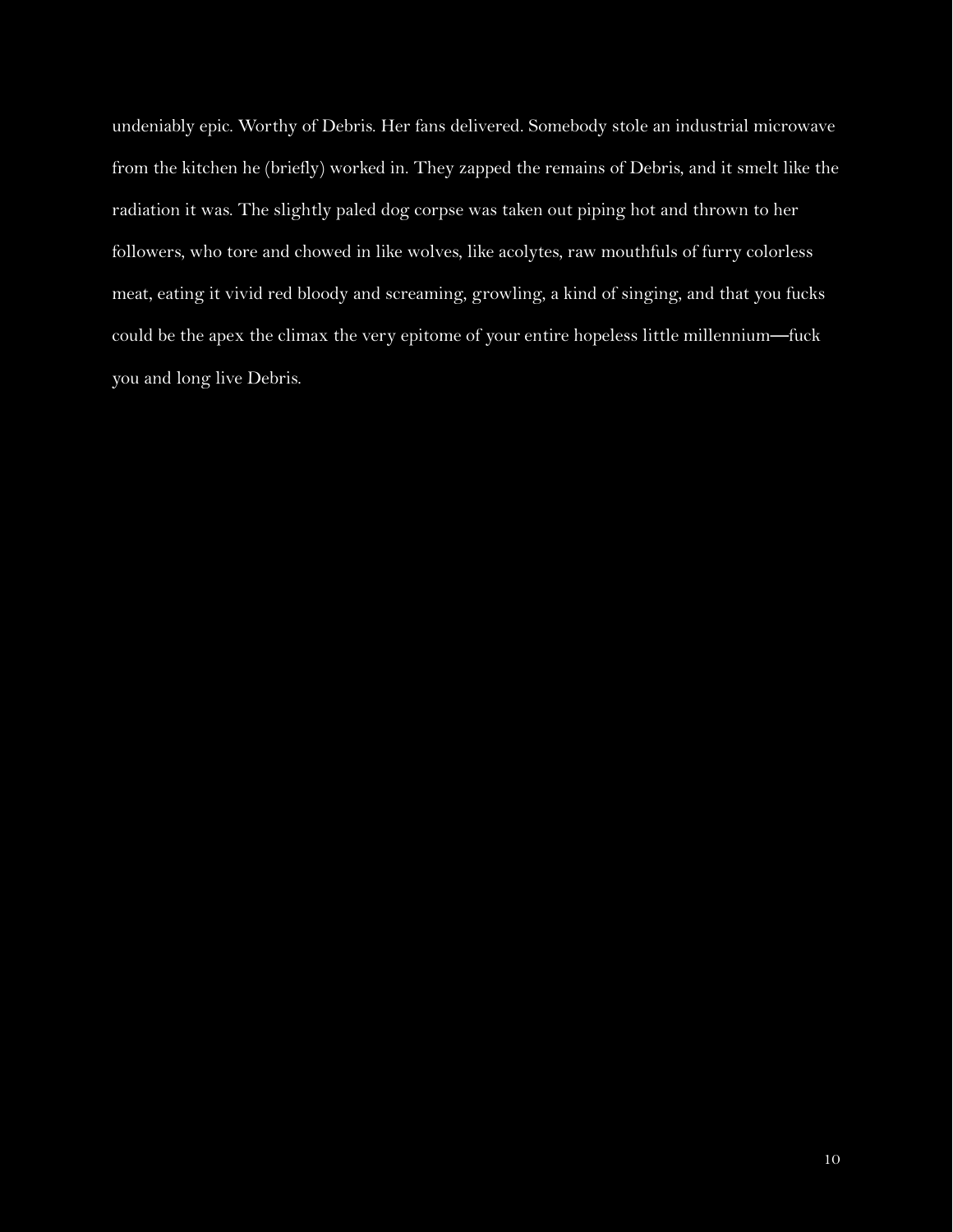undeniably epic. Worthy of Debris. Her fans delivered. Somebody stole an industrial microwave from the kitchen he (briefly) worked in. They zapped the remains of Debris, and it smelt like the radiation it was. The slightly paled dog corpse was taken out piping hot and thrown to her followers, who tore and chowed in like wolves, like acolytes, raw mouthfuls of furry colorless meat, eating it vivid red bloody and screaming, growling, a kind of singing, and that you fucks could be the apex the climax the very epitome of your entire hopeless little millennium—fuck you and long live Debris.